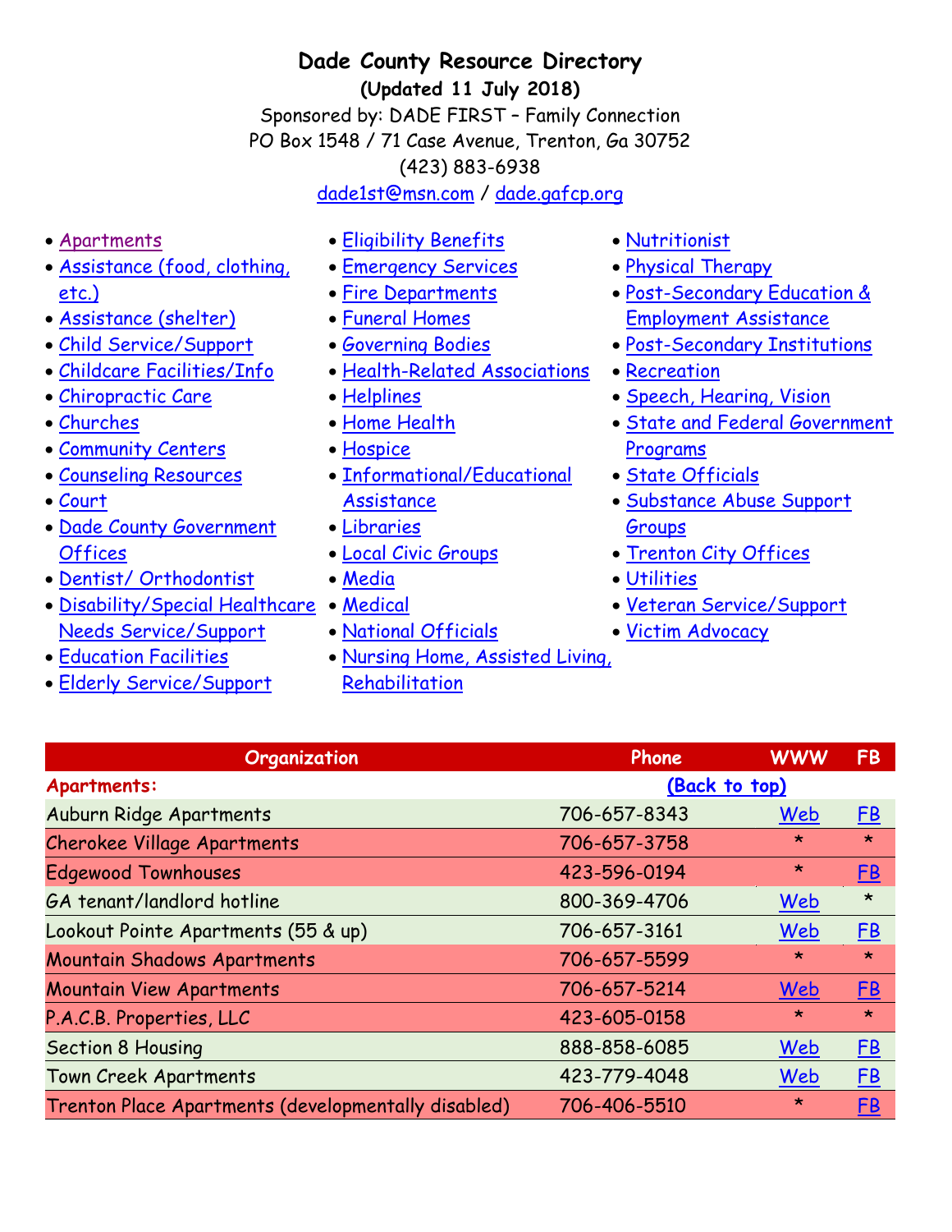# Dade County Resource Directory

**(Updated 11 July 2018)**

Sponsored by: DADE FIRST – Family Connection

PO Box 1548 / 71 Case Avenue, Trenton, Ga 30752

(423) 883-6938

dade1st@msn.com / dade.gafcp.org

- Apartments
- Assistance (food, clothing, etc.)
- Assistance (shelter)
- Child Service/Support
- Childcare Facilities/Info
- Chiropractic Care
- Churches
- Community Centers
- Counseling Resources
- Court
- Dade County Government Offices
- Dentist/ Orthodontist
- Disability/Special Healthcare Needs Service/Support
- Education Facilities
- Elderly Service/Support
- Eligibility Benefits
- Emergency Services
- Fire Departments
- Funeral Homes
- Governing Bodies
- Health-Related Associations
- Helplines
- Home Health
- Hospice
- Informational/Educational Assistance
- Libraries
- Local Civic Groups
- Media
- Medical
- National Officials
- Nursing Home, Assisted Living, Rehabilitation
- Nutritionist
- Physical Therapy
- Post-Secondary Education & Employment Assistance
- Post-Secondary Institutions
- Recreation
- Speech, Hearing, Vision
- State and Federal Government Programs
- State Officials
- Substance Abuse Support Groups
- Trenton City Offices
- Utilities
- Veteran Service/Support
- Victim Advocacy

| Organization | Phone | WWW | FB |
|---|---|---|---|
| **Apartments:** | (Back to top) | | |
| Auburn Ridge Apartments | 706-657-8343 | Web | FB |
| Cherokee Village Apartments | 706-657-3758 | * | * |
| Edgewood Townhouses | 423-596-0194 | * | FB |
| GA tenant/landlord hotline | 800-369-4706 | Web | * |
| Lookout Pointe Apartments (55 & up) | 706-657-3161 | Web | FB |
| Mountain Shadows Apartments | 706-657-5599 | * | * |
| Mountain View Apartments | 706-657-5214 | Web | FB |
| P.A.C.B. Properties, LLC | 423-605-0158 | * | * |
| Section 8 Housing | 888-858-6085 | Web | FB |
| Town Creek Apartments | 423-779-4048 | Web | FB |
| Trenton Place Apartments (developmentally disabled) | 706-406-5510 | * | FB |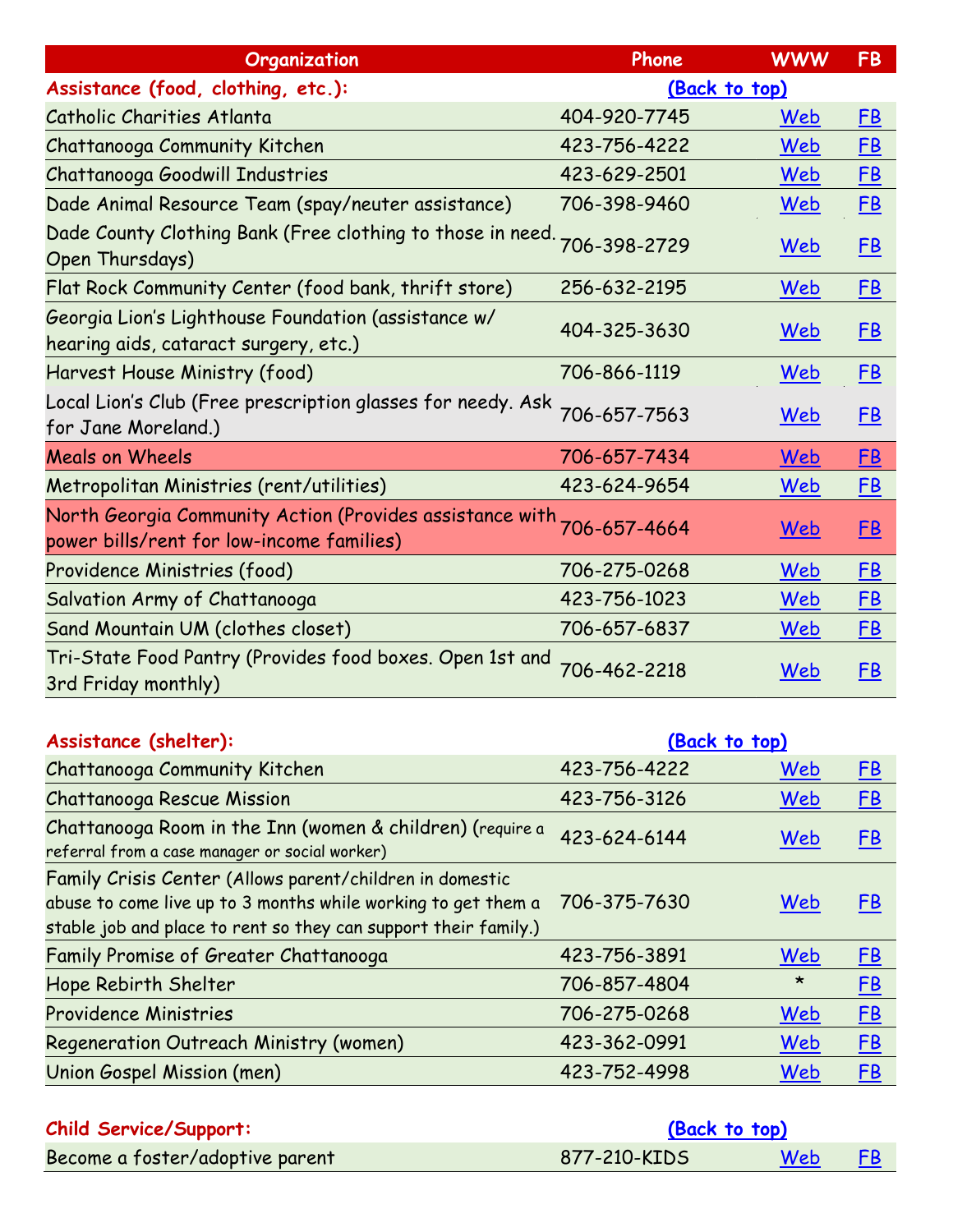| Organization | Phone | WWW | FB |
|---|---|---|---|
| **Assistance (food, clothing, etc.):** | (Back to top) | | |
| Catholic Charities Atlanta | 404-920-7745 | Web | FB |
| Chattanooga Community Kitchen | 423-756-4222 | Web | FB |
| Chattanooga Goodwill Industries | 423-629-2501 | Web | FB |
| Dade Animal Resource Team (spay/neuter assistance) | 706-398-9460 | Web | FB |
| Dade County Clothing Bank (Free clothing to those in need. Open Thursdays) | 706-398-2729 | Web | FB |
| Flat Rock Community Center (food bank, thrift store) | 256-632-2195 | Web | FB |
| Georgia Lion's Lighthouse Foundation (assistance w/ hearing aids, cataract surgery, etc.) | 404-325-3630 | Web | FB |
| Harvest House Ministry (food) | 706-866-1119 | Web | FB |
| Local Lion's Club (Free prescription glasses for needy. Ask for Jane Moreland.) | 706-657-7563 | Web | FB |
| Meals on Wheels | 706-657-7434 | Web | FB |
| Metropolitan Ministries (rent/utilities) | 423-624-9654 | Web | FB |
| North Georgia Community Action (Provides assistance with power bills/rent for low-income families) | 706-657-4664 | Web | FB |
| Providence Ministries (food) | 706-275-0268 | Web | FB |
| Salvation Army of Chattanooga | 423-756-1023 | Web | FB |
| Sand Mountain UM (clothes closet) | 706-657-6837 | Web | FB |
| Tri-State Food Pantry (Provides food boxes. Open 1st and 3rd Friday monthly) | 706-462-2218 | Web | FB |
| **Assistance (shelter):** | (Back to top) | | |
| Chattanooga Community Kitchen | 423-756-4222 | Web | FB |
| Chattanooga Rescue Mission | 423-756-3126 | Web | FB |
| Chattanooga Room in the Inn (women & children) (require a referral from a case manager or social worker) | 423-624-6144 | Web | FB |
| Family Crisis Center (Allows parent/children in domestic abuse to come live up to 3 months while working to get them a stable job and place to rent so they can support their family.) | 706-375-7630 | Web | FB |
| Family Promise of Greater Chattanooga | 423-756-3891 | Web | FB |
| Hope Rebirth Shelter | 706-857-4804 | * | FB |
| Providence Ministries | 706-275-0268 | Web | FB |
| Regeneration Outreach Ministry (women) | 423-362-0991 | Web | FB |
| Union Gospel Mission (men) | 423-752-4998 | Web | FB |
| **Child Service/Support:** | (Back to top) | | |
| Become a foster/adoptive parent | 877-210-KIDS | Web | FB |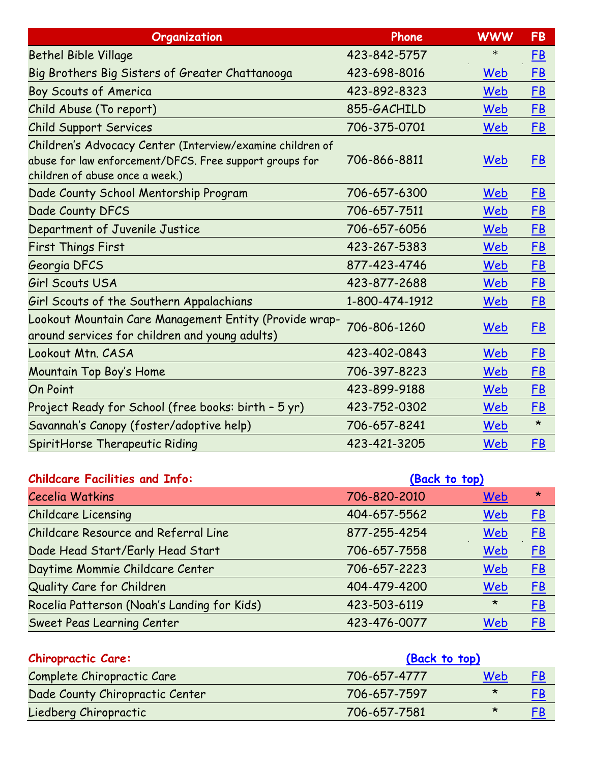| Organization | Phone | WWW | FB |
|---|---|---|---|
| Bethel Bible Village | 423-842-5757 | * | FB |
| Big Brothers Big Sisters of Greater Chattanooga | 423-698-8016 | Web | FB |
| Boy Scouts of America | 423-892-8323 | Web | FB |
| Child Abuse (To report) | 855-GACHILD | Web | FB |
| Child Support Services | 706-375-0701 | Web | FB |
| Children's Advocacy Center (Interview/examine children of abuse for law enforcement/DFCS. Free support groups for children of abuse once a week.) | 706-866-8811 | Web | FB |
| Dade County School Mentorship Program | 706-657-6300 | Web | FB |
| Dade County DFCS | 706-657-7511 | Web | FB |
| Department of Juvenile Justice | 706-657-6056 | Web | FB |
| First Things First | 423-267-5383 | Web | FB |
| Georgia DFCS | 877-423-4746 | Web | FB |
| Girl Scouts USA | 423-877-2688 | Web | FB |
| Girl Scouts of the Southern Appalachians | 1-800-474-1912 | Web | FB |
| Lookout Mountain Care Management Entity (Provide wrap-around services for children and young adults) | 706-806-1260 | Web | FB |
| Lookout Mtn. CASA | 423-402-0843 | Web | FB |
| Mountain Top Boy's Home | 706-397-8223 | Web | FB |
| On Point | 423-899-9188 | Web | FB |
| Project Ready for School (free books: birth – 5 yr) | 423-752-0302 | Web | FB |
| Savannah's Canopy (foster/adoptive help) | 706-657-8241 | Web | * |
| SpiritHorse Therapeutic Riding | 423-421-3205 | Web | FB |

**Childcare Facilities and Info:** (Back to top)

| Organization | Phone | WWW | FB |
|---|---|---|---|
| Cecelia Watkins | 706-820-2010 | Web | * |
| Childcare Licensing | 404-657-5562 | Web | FB |
| Childcare Resource and Referral Line | 877-255-4254 | Web | FB |
| Dade Head Start/Early Head Start | 706-657-7558 | Web | FB |
| Daytime Mommie Childcare Center | 706-657-2223 | Web | FB |
| Quality Care for Children | 404-479-4200 | Web | FB |
| Rocelia Patterson (Noah's Landing for Kids) | 423-503-6119 | * | FB |
| Sweet Peas Learning Center | 423-476-0077 | Web | FB |

**Chiropractic Care:** (Back to top)

| Organization | Phone | WWW | FB |
|---|---|---|---|
| Complete Chiropractic Care | 706-657-4777 | Web | FB |
| Dade County Chiropractic Center | 706-657-7597 | * | FB |
| Liedberg Chiropractic | 706-657-7581 | * | FB |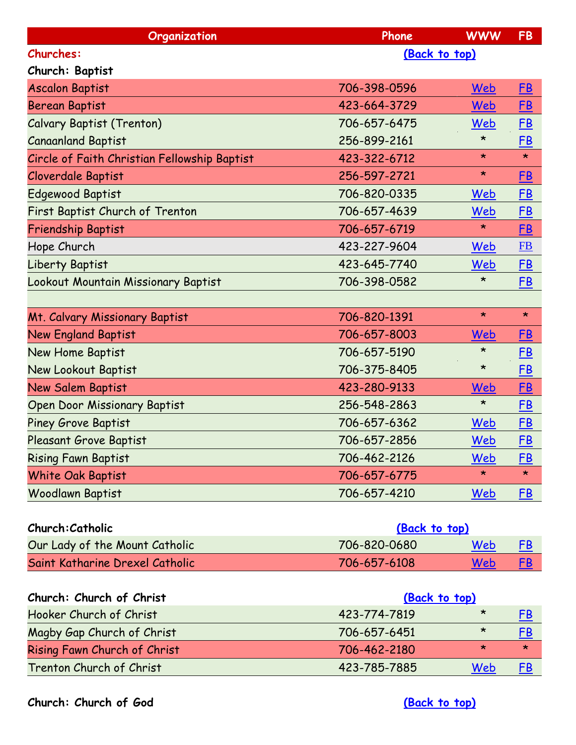| Organization | Phone | WWW | FB |
|---|---|---|---|
| **Churches:** | (Back to top) | | |
| **Church: Baptist** | | | |
| Ascalon Baptist | 706-398-0596 | Web | FB |
| Berean Baptist | 423-664-3729 | Web | FB |
| Calvary Baptist (Trenton) | 706-657-6475 | Web | FB |
| Canaanland Baptist | 256-899-2161 | * | FB |
| Circle of Faith Christian Fellowship Baptist | 423-322-6712 | * | * |
| Cloverdale Baptist | 256-597-2721 | * | FB |
| Edgewood Baptist | 706-820-0335 | Web | FB |
| First Baptist Church of Trenton | 706-657-4639 | Web | FB |
| Friendship Baptist | 706-657-6719 | * | FB |
| Hope Church | 423-227-9604 | Web | FB |
| Liberty Baptist | 423-645-7740 | Web | FB |
| Lookout Mountain Missionary Baptist | 706-398-0582 | * | FB |
| | | | |
| Mt. Calvary Missionary Baptist | 706-820-1391 | * | * |
| New England Baptist | 706-657-8003 | Web | FB |
| New Home Baptist | 706-657-5190 | * | FB |
| New Lookout Baptist | 706-375-8405 | * | FB |
| New Salem Baptist | 423-280-9133 | Web | FB |
| Open Door Missionary Baptist | 256-548-2863 | * | FB |
| Piney Grove Baptist | 706-657-6362 | Web | FB |
| Pleasant Grove Baptist | 706-657-2856 | Web | FB |
| Rising Fawn Baptist | 706-462-2126 | Web | FB |
| White Oak Baptist | 706-657-6775 | * | * |
| Woodlawn Baptist | 706-657-4210 | Web | FB |
| | | | |
| **Church:Catholic** | (Back to top) | | |
| Our Lady of the Mount Catholic | 706-820-0680 | Web | FB |
| Saint Katharine Drexel Catholic | 706-657-6108 | Web | FB |
| | | | |
| **Church: Church of Christ** | (Back to top) | | |
| Hooker Church of Christ | 423-774-7819 | * | FB |
| Magby Gap Church of Christ | 706-657-6451 | * | FB |
| Rising Fawn Church of Christ | 706-462-2180 | * | * |
| Trenton Church of Christ | 423-785-7885 | Web | FB |
| | | | |
| **Church: Church of God** | (Back to top) | | |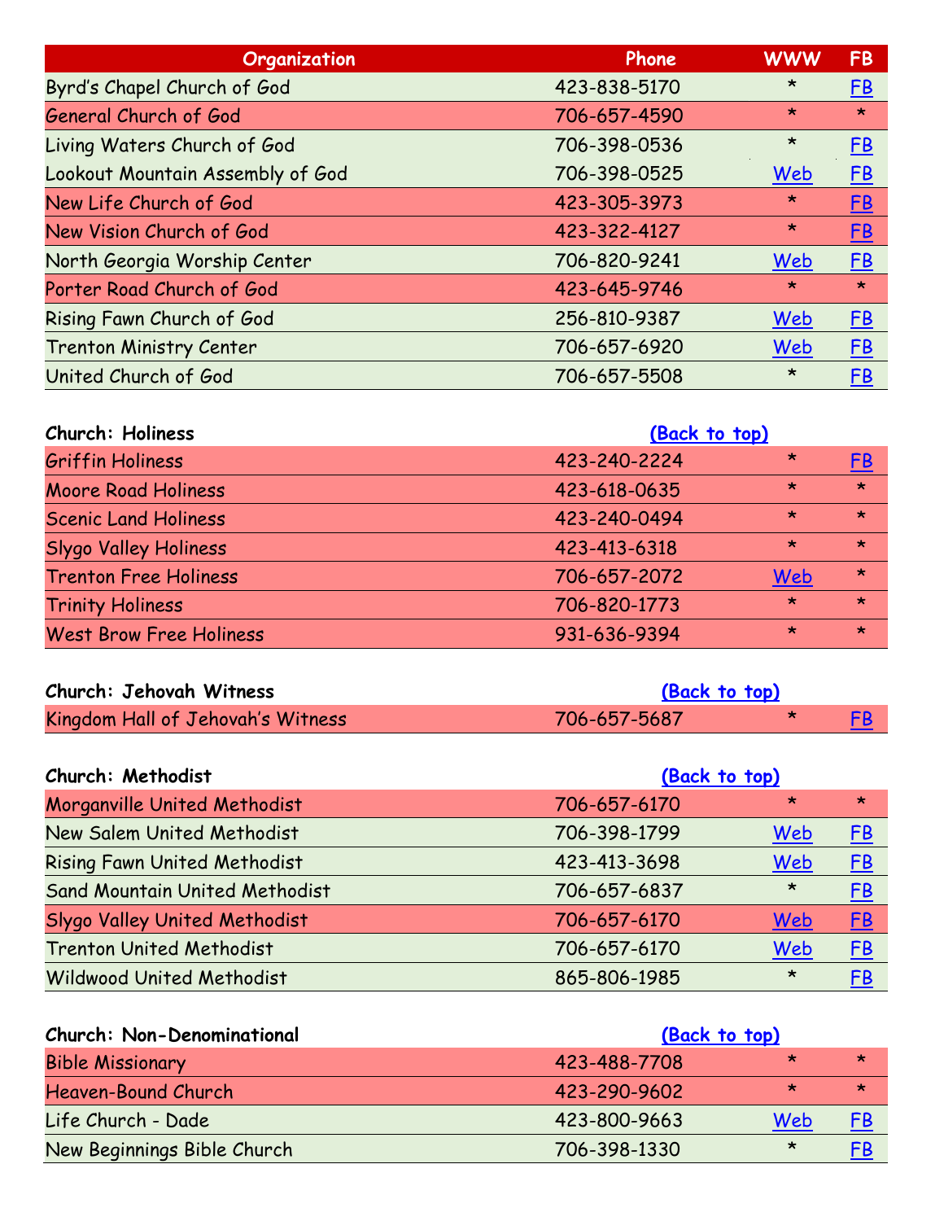| Organization | Phone | WWW | FB |
|---|---|---|---|
| Byrd's Chapel Church of God | 423-838-5170 | * | FB |
| General Church of God | 706-657-4590 | * | * |
| Living Waters Church of God | 706-398-0536 | * | FB |
| Lookout Mountain Assembly of God | 706-398-0525 | Web | FB |
| New Life Church of God | 423-305-3973 | * | FB |
| New Vision Church of God | 423-322-4127 | * | FB |
| North Georgia Worship Center | 706-820-9241 | Web | FB |
| Porter Road Church of God | 423-645-9746 | * | * |
| Rising Fawn Church of God | 256-810-9387 | Web | FB |
| Trenton Ministry Center | 706-657-6920 | Web | FB |
| United Church of God | 706-657-5508 | * | FB |

**Church: Holiness** (Back to top)

| Organization | Phone | WWW | FB |
|---|---|---|---|
| Griffin Holiness | 423-240-2224 | * | FB |
| Moore Road Holiness | 423-618-0635 | * | * |
| Scenic Land Holiness | 423-240-0494 | * | * |
| Slygo Valley Holiness | 423-413-6318 | * | * |
| Trenton Free Holiness | 706-657-2072 | Web | * |
| Trinity Holiness | 706-820-1773 | * | * |
| West Brow Free Holiness | 931-636-9394 | * | * |

**Church: Jehovah Witness** (Back to top)

| Organization | Phone | WWW | FB |
|---|---|---|---|
| Kingdom Hall of Jehovah's Witness | 706-657-5687 | * | FB |

**Church: Methodist** (Back to top)

| Organization | Phone | WWW | FB |
|---|---|---|---|
| Morganville United Methodist | 706-657-6170 | * | * |
| New Salem United Methodist | 706-398-1799 | Web | FB |
| Rising Fawn United Methodist | 423-413-3698 | Web | FB |
| Sand Mountain United Methodist | 706-657-6837 | * | FB |
| Slygo Valley United Methodist | 706-657-6170 | Web | FB |
| Trenton United Methodist | 706-657-6170 | Web | FB |
| Wildwood United Methodist | 865-806-1985 | * | FB |

**Church: Non-Denominational** (Back to top)

| Organization | Phone | WWW | FB |
|---|---|---|---|
| Bible Missionary | 423-488-7708 | * | * |
| Heaven-Bound Church | 423-290-9602 | * | * |
| Life Church - Dade | 423-800-9663 | Web | FB |
| New Beginnings Bible Church | 706-398-1330 | * | FB |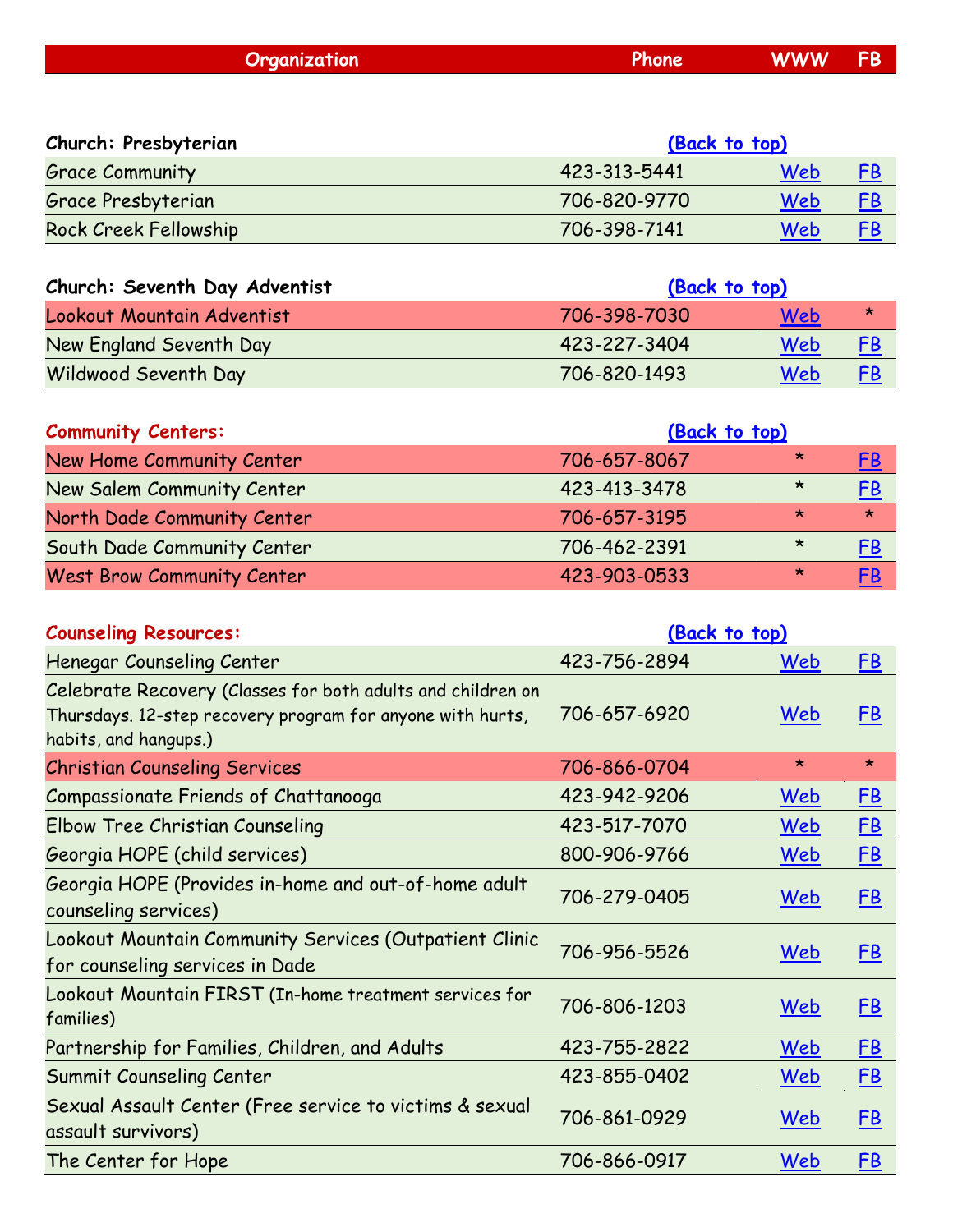| Organization | Phone | WWW | FB |
|---|---|---|---|
| **Church: Presbyterian** | **(Back to top)** | | |
| Grace Community | 423-313-5441 | Web | FB |
| Grace Presbyterian | 706-820-9770 | Web | FB |
| Rock Creek Fellowship | 706-398-7141 | Web | FB |
| **Church: Seventh Day Adventist** | **(Back to top)** | | |
| Lookout Mountain Adventist | 706-398-7030 | Web | * |
| New England Seventh Day | 423-227-3404 | Web | FB |
| Wildwood Seventh Day | 706-820-1493 | Web | FB |
| **Community Centers:** | **(Back to top)** | | |
| New Home Community Center | 706-657-8067 | * | FB |
| New Salem Community Center | 423-413-3478 | * | FB |
| North Dade Community Center | 706-657-3195 | * | * |
| South Dade Community Center | 706-462-2391 | * | FB |
| West Brow Community Center | 423-903-0533 | * | FB |
| **Counseling Resources:** | **(Back to top)** | | |
| Henegar Counseling Center | 423-756-2894 | Web | FB |
| Celebrate Recovery (Classes for both adults and children on Thursdays. 12-step recovery program for anyone with hurts, habits, and hangups.) | 706-657-6920 | Web | FB |
| Christian Counseling Services | 706-866-0704 | * | * |
| Compassionate Friends of Chattanooga | 423-942-9206 | Web | FB |
| Elbow Tree Christian Counseling | 423-517-7070 | Web | FB |
| Georgia HOPE (child services) | 800-906-9766 | Web | FB |
| Georgia HOPE (Provides in-home and out-of-home adult counseling services) | 706-279-0405 | Web | FB |
| Lookout Mountain Community Services (Outpatient Clinic for counseling services in Dade | 706-956-5526 | Web | FB |
| Lookout Mountain FIRST (In-home treatment services for families) | 706-806-1203 | Web | FB |
| Partnership for Families, Children, and Adults | 423-755-2822 | Web | FB |
| Summit Counseling Center | 423-855-0402 | Web | FB |
| Sexual Assault Center (Free service to victims & sexual assault survivors) | 706-861-0929 | Web | FB |
| The Center for Hope | 706-866-0917 | Web | FB |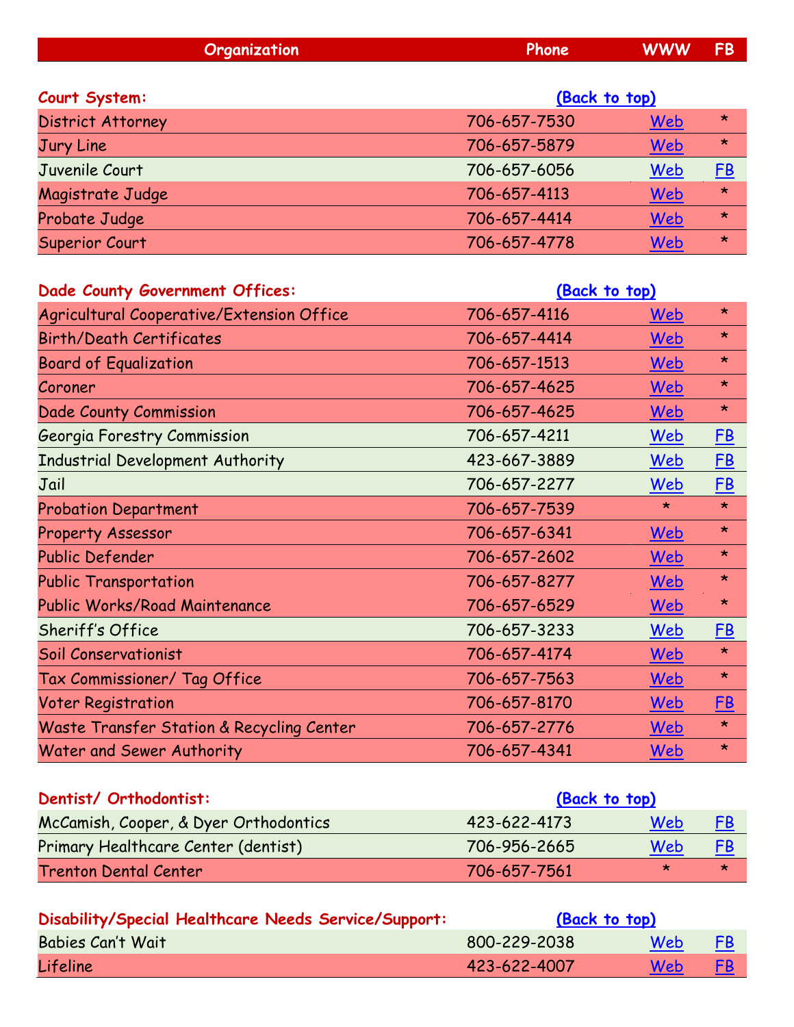| Organization | Phone | WWW | FB |
|---|---|---|---|
| **Court System:** | (Back to top) | | |
| District Attorney | 706-657-7530 | Web | * |
| Jury Line | 706-657-5879 | Web | * |
| Juvenile Court | 706-657-6056 | Web | FB |
| Magistrate Judge | 706-657-4113 | Web | * |
| Probate Judge | 706-657-4414 | Web | * |
| Superior Court | 706-657-4778 | Web | * |
| **Dade County Government Offices:** | (Back to top) | | |
| Agricultural Cooperative/Extension Office | 706-657-4116 | Web | * |
| Birth/Death Certificates | 706-657-4414 | Web | * |
| Board of Equalization | 706-657-1513 | Web | * |
| Coroner | 706-657-4625 | Web | * |
| Dade County Commission | 706-657-4625 | Web | * |
| Georgia Forestry Commission | 706-657-4211 | Web | FB |
| Industrial Development Authority | 423-667-3889 | Web | FB |
| Jail | 706-657-2277 | Web | FB |
| Probation Department | 706-657-7539 | * | * |
| Property Assessor | 706-657-6341 | Web | * |
| Public Defender | 706-657-2602 | Web | * |
| Public Transportation | 706-657-8277 | Web | * |
| Public Works/Road Maintenance | 706-657-6529 | Web | * |
| Sheriff's Office | 706-657-3233 | Web | FB |
| Soil Conservationist | 706-657-4174 | Web | * |
| Tax Commissioner/ Tag Office | 706-657-7563 | Web | * |
| Voter Registration | 706-657-8170 | Web | FB |
| Waste Transfer Station & Recycling Center | 706-657-2776 | Web | * |
| Water and Sewer Authority | 706-657-4341 | Web | * |
| **Dentist/ Orthodontist:** | (Back to top) | | |
| McCamish, Cooper, & Dyer Orthodontics | 423-622-4173 | Web | FB |
| Primary Healthcare Center (dentist) | 706-956-2665 | Web | FB |
| Trenton Dental Center | 706-657-7561 | * | * |
| **Disability/Special Healthcare Needs Service/Support:** | (Back to top) | | |
| Babies Can't Wait | 800-229-2038 | Web | FB |
| Lifeline | 423-622-4007 | Web | FB |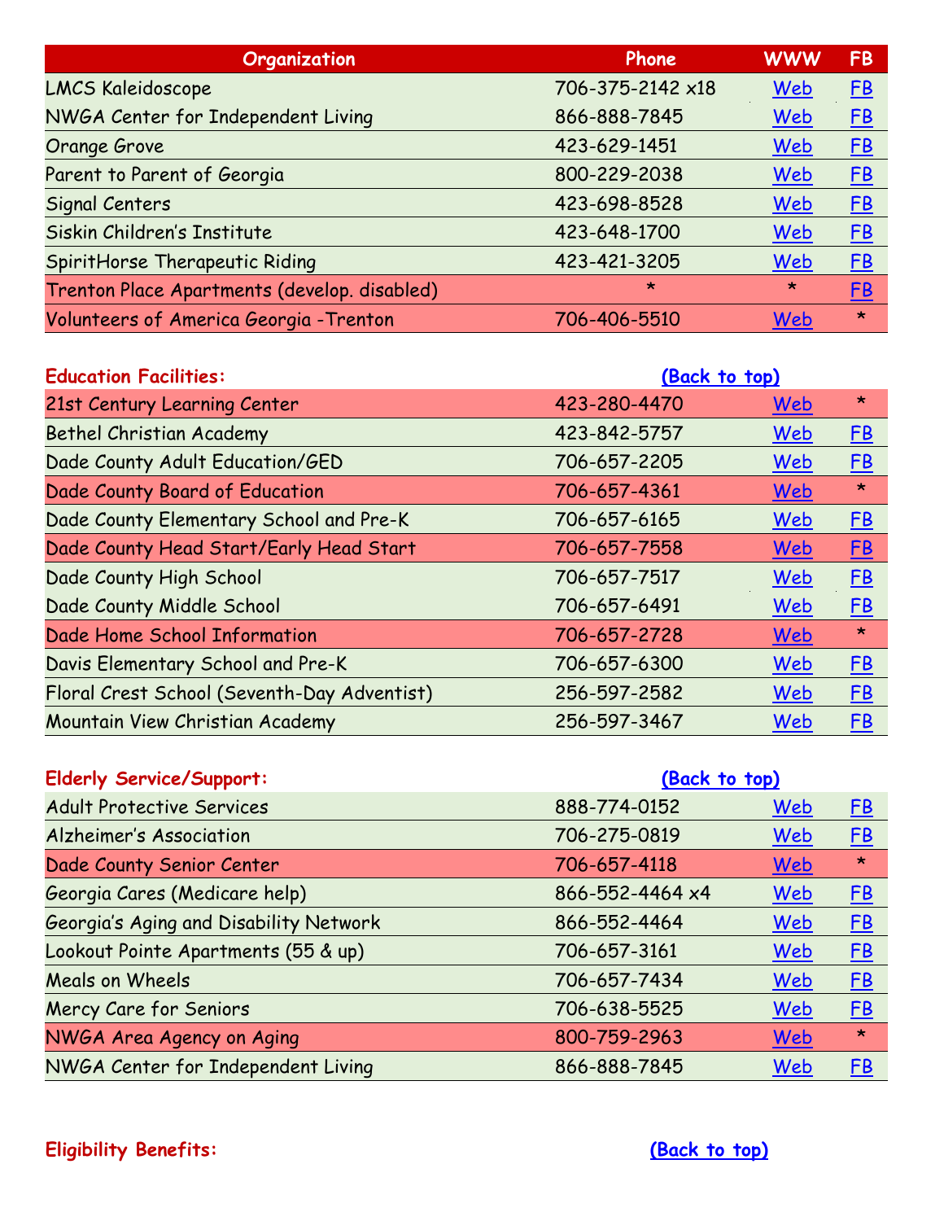| Organization | Phone | WWW | FB |
| --- | --- | --- | --- |
| LMCS Kaleidoscope | 706-375-2142 x18 | Web | FB |
| NWGA Center for Independent Living | 866-888-7845 | Web | FB |
| Orange Grove | 423-629-1451 | Web | FB |
| Parent to Parent of Georgia | 800-229-2038 | Web | FB |
| Signal Centers | 423-698-8528 | Web | FB |
| Siskin Children's Institute | 423-648-1700 | Web | FB |
| SpiritHorse Therapeutic Riding | 423-421-3205 | Web | FB |
| Trenton Place Apartments (develop. disabled) | * | * | FB |
| Volunteers of America Georgia -Trenton | 706-406-5510 | Web | * |

**Education Facilities:** (Back to top)

| Organization | Phone | WWW | FB |
| --- | --- | --- | --- |
| 21st Century Learning Center | 423-280-4470 | Web | * |
| Bethel Christian Academy | 423-842-5757 | Web | FB |
| Dade County Adult Education/GED | 706-657-2205 | Web | FB |
| Dade County Board of Education | 706-657-4361 | Web | * |
| Dade County Elementary School and Pre-K | 706-657-6165 | Web | FB |
| Dade County Head Start/Early Head Start | 706-657-7558 | Web | FB |
| Dade County High School | 706-657-7517 | Web | FB |
| Dade County Middle School | 706-657-6491 | Web | FB |
| Dade Home School Information | 706-657-2728 | Web | * |
| Davis Elementary School and Pre-K | 706-657-6300 | Web | FB |
| Floral Crest School (Seventh-Day Adventist) | 256-597-2582 | Web | FB |
| Mountain View Christian Academy | 256-597-3467 | Web | FB |

**Elderly Service/Support:** (Back to top)

| Organization | Phone | WWW | FB |
| --- | --- | --- | --- |
| Adult Protective Services | 888-774-0152 | Web | FB |
| Alzheimer's Association | 706-275-0819 | Web | FB |
| Dade County Senior Center | 706-657-4118 | Web | * |
| Georgia Cares (Medicare help) | 866-552-4464 x4 | Web | FB |
| Georgia's Aging and Disability Network | 866-552-4464 | Web | FB |
| Lookout Pointe Apartments (55 & up) | 706-657-3161 | Web | FB |
| Meals on Wheels | 706-657-7434 | Web | FB |
| Mercy Care for Seniors | 706-638-5525 | Web | FB |
| NWGA Area Agency on Aging | 800-759-2963 | Web | * |
| NWGA Center for Independent Living | 866-888-7845 | Web | FB |

**Eligibility Benefits:** (Back to top)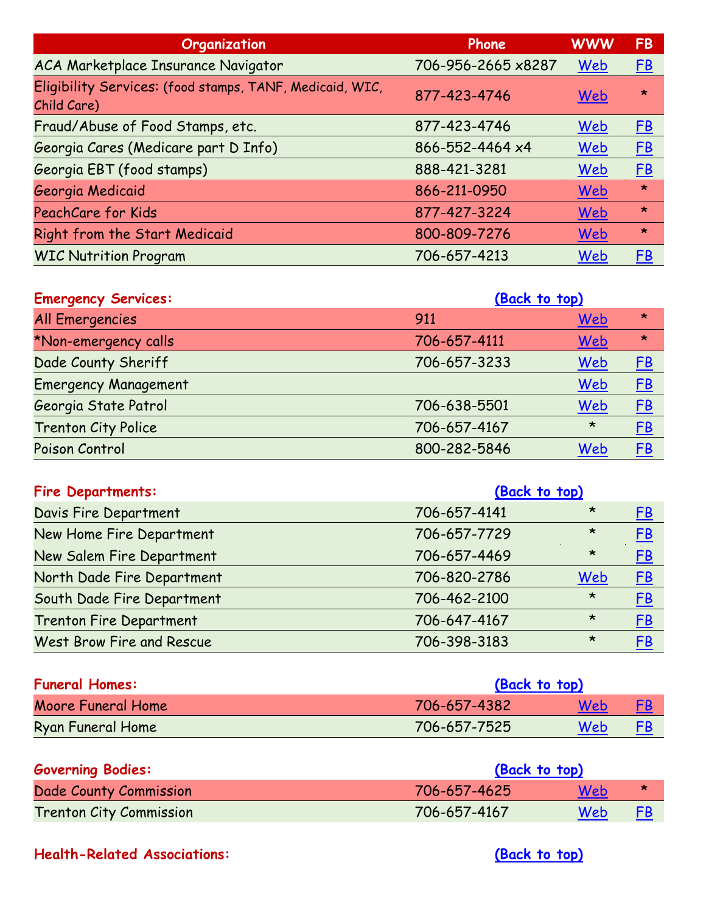| Organization | Phone | WWW | FB |
| --- | --- | --- | --- |
| ACA Marketplace Insurance Navigator | 706-956-2665 x8287 | Web | FB |
| Eligibility Services: (food stamps, TANF, Medicaid, WIC, Child Care) | 877-423-4746 | Web | * |
| Fraud/Abuse of Food Stamps, etc. | 877-423-4746 | Web | FB |
| Georgia Cares (Medicare part D Info) | 866-552-4464 x4 | Web | FB |
| Georgia EBT (food stamps) | 888-421-3281 | Web | FB |
| Georgia Medicaid | 866-211-0950 | Web | * |
| PeachCare for Kids | 877-427-3224 | Web | * |
| Right from the Start Medicaid | 800-809-7276 | Web | * |
| WIC Nutrition Program | 706-657-4213 | Web | FB |

**Emergency Services:** (Back to top)

| Organization | Phone | WWW | FB |
| --- | --- | --- | --- |
| All Emergencies | 911 | Web | * |
| *Non-emergency calls | 706-657-4111 | Web | * |
| Dade County Sheriff | 706-657-3233 | Web | FB |
| Emergency Management | | Web | FB |
| Georgia State Patrol | 706-638-5501 | Web | FB |
| Trenton City Police | 706-657-4167 | * | FB |
| Poison Control | 800-282-5846 | Web | FB |

**Fire Departments:** (Back to top)

| Organization | Phone | WWW | FB |
| --- | --- | --- | --- |
| Davis Fire Department | 706-657-4141 | * | FB |
| New Home Fire Department | 706-657-7729 | * | FB |
| New Salem Fire Department | 706-657-4469 | * | FB |
| North Dade Fire Department | 706-820-2786 | Web | FB |
| South Dade Fire Department | 706-462-2100 | * | FB |
| Trenton Fire Department | 706-647-4167 | * | FB |
| West Brow Fire and Rescue | 706-398-3183 | * | FB |

**Funeral Homes:** (Back to top)

| Organization | Phone | WWW | FB |
| --- | --- | --- | --- |
| Moore Funeral Home | 706-657-4382 | Web | FB |
| Ryan Funeral Home | 706-657-7525 | Web | FB |

**Governing Bodies:** (Back to top)

| Organization | Phone | WWW | FB |
| --- | --- | --- | --- |
| Dade County Commission | 706-657-4625 | Web | * |
| Trenton City Commission | 706-657-4167 | Web | FB |

**Health-Related Associations:** (Back to top)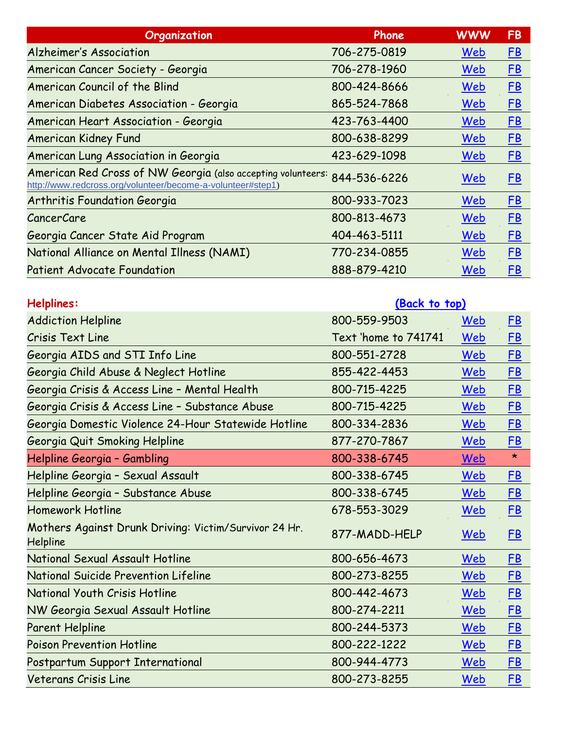| Organization | Phone | WWW | FB |
|---|---|---|---|
| Alzheimer's Association | 706-275-0819 | Web | FB |
| American Cancer Society - Georgia | 706-278-1960 | Web | FB |
| American Council of the Blind | 800-424-8666 | Web | FB |
| American Diabetes Association - Georgia | 865-524-7868 | Web | FB |
| American Heart Association - Georgia | 423-763-4400 | Web | FB |
| American Kidney Fund | 800-638-8299 | Web | FB |
| American Lung Association in Georgia | 423-629-1098 | Web | FB |
| American Red Cross of NW Georgia (also accepting volunteers: http://www.redcross.org/volunteer/become-a-volunteer#step1) | 844-536-6226 | Web | FB |
| Arthritis Foundation Georgia | 800-933-7023 | Web | FB |
| CancerCare | 800-813-4673 | Web | FB |
| Georgia Cancer State Aid Program | 404-463-5111 | Web | FB |
| National Alliance on Mental Illness (NAMI) | 770-234-0855 | Web | FB |
| Patient Advocate Foundation | 888-879-4210 | Web | FB |

**Helplines:** (Back to top)

| Helpline | Phone | WWW | FB |
|---|---|---|---|
| Addiction Helpline | 800-559-9503 | Web | FB |
| Crisis Text Line | Text 'home to 741741 | Web | FB |
| Georgia AIDS and STI Info Line | 800-551-2728 | Web | FB |
| Georgia Child Abuse & Neglect Hotline | 855-422-4453 | Web | FB |
| Georgia Crisis & Access Line – Mental Health | 800-715-4225 | Web | FB |
| Georgia Crisis & Access Line – Substance Abuse | 800-715-4225 | Web | FB |
| Georgia Domestic Violence 24-Hour Statewide Hotline | 800-334-2836 | Web | FB |
| Georgia Quit Smoking Helpline | 877-270-7867 | Web | FB |
| Helpline Georgia – Gambling | 800-338-6745 | Web | * |
| Helpline Georgia – Sexual Assault | 800-338-6745 | Web | FB |
| Helpline Georgia – Substance Abuse | 800-338-6745 | Web | FB |
| Homework Hotline | 678-553-3029 | Web | FB |
| Mothers Against Drunk Driving: Victim/Survivor 24 Hr. Helpline | 877-MADD-HELP | Web | FB |
| National Sexual Assault Hotline | 800-656-4673 | Web | FB |
| National Suicide Prevention Lifeline | 800-273-8255 | Web | FB |
| National Youth Crisis Hotline | 800-442-4673 | Web | FB |
| NW Georgia Sexual Assault Hotline | 800-274-2211 | Web | FB |
| Parent Helpline | 800-244-5373 | Web | FB |
| Poison Prevention Hotline | 800-222-1222 | Web | FB |
| Postpartum Support International | 800-944-4773 | Web | FB |
| Veterans Crisis Line | 800-273-8255 | Web | FB |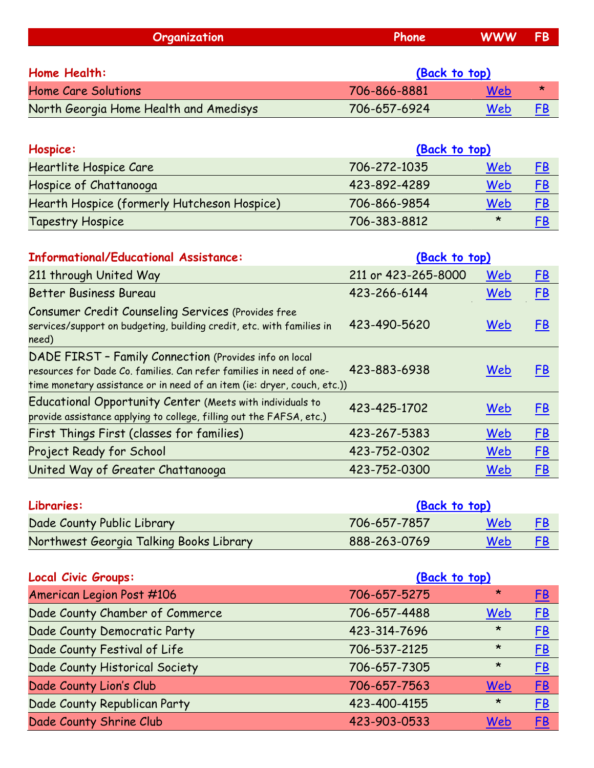| Organization | Phone | WWW | FB |
|---|---|---|---|
| **Home Health:** | [(Back to top)](#) | | |
| Home Care Solutions | 706-866-8881 | [Web](#) | * |
| North Georgia Home Health and Amedisys | 706-657-6924 | [Web](#) | [FB](#) |
| | | | |
| **Hospice:** | [(Back to top)](#) | | |
| Heartlite Hospice Care | 706-272-1035 | [Web](#) | [FB](#) |
| Hospice of Chattanooga | 423-892-4289 | [Web](#) | [FB](#) |
| Hearth Hospice (formerly Hutcheson Hospice) | 706-866-9854 | [Web](#) | [FB](#) |
| Tapestry Hospice | 706-383-8812 | * | [FB](#) |
| | | | |
| **Informational/Educational Assistance:** | [(Back to top)](#) | | |
| 211 through United Way | 211 or 423-265-8000 | [Web](#) | [FB](#) |
| Better Business Bureau | 423-266-6144 | [Web](#) | [FB](#) |
| Consumer Credit Counseling Services (Provides free services/support on budgeting, building credit, etc. with families in need) | 423-490-5620 | [Web](#) | [FB](#) |
| DADE FIRST – Family Connection (Provides info on local resources for Dade Co. families. Can refer families in need of one-time monetary assistance or in need of an item (ie: dryer, couch, etc.)) | 423-883-6938 | [Web](#) | [FB](#) |
| Educational Opportunity Center (Meets with individuals to provide assistance applying to college, filling out the FAFSA, etc.) | 423-425-1702 | [Web](#) | [FB](#) |
| First Things First (classes for families) | 423-267-5383 | [Web](#) | [FB](#) |
| Project Ready for School | 423-752-0302 | [Web](#) | [FB](#) |
| United Way of Greater Chattanooga | 423-752-0300 | [Web](#) | [FB](#) |
| | | | |
| **Libraries:** | [(Back to top)](#) | | |
| Dade County Public Library | 706-657-7857 | [Web](#) | [FB](#) |
| Northwest Georgia Talking Books Library | 888-263-0769 | [Web](#) | [FB](#) |
| | | | |
| **Local Civic Groups:** | [(Back to top)](#) | | |
| American Legion Post #106 | 706-657-5275 | * | [FB](#) |
| Dade County Chamber of Commerce | 706-657-4488 | [Web](#) | [FB](#) |
| Dade County Democratic Party | 423-314-7696 | * | [FB](#) |
| Dade County Festival of Life | 706-537-2125 | * | [FB](#) |
| Dade County Historical Society | 706-657-7305 | * | [FB](#) |
| Dade County Lion's Club | 706-657-7563 | [Web](#) | [FB](#) |
| Dade County Republican Party | 423-400-4155 | * | [FB](#) |
| Dade County Shrine Club | 423-903-0533 | [Web](#) | [FB](#) |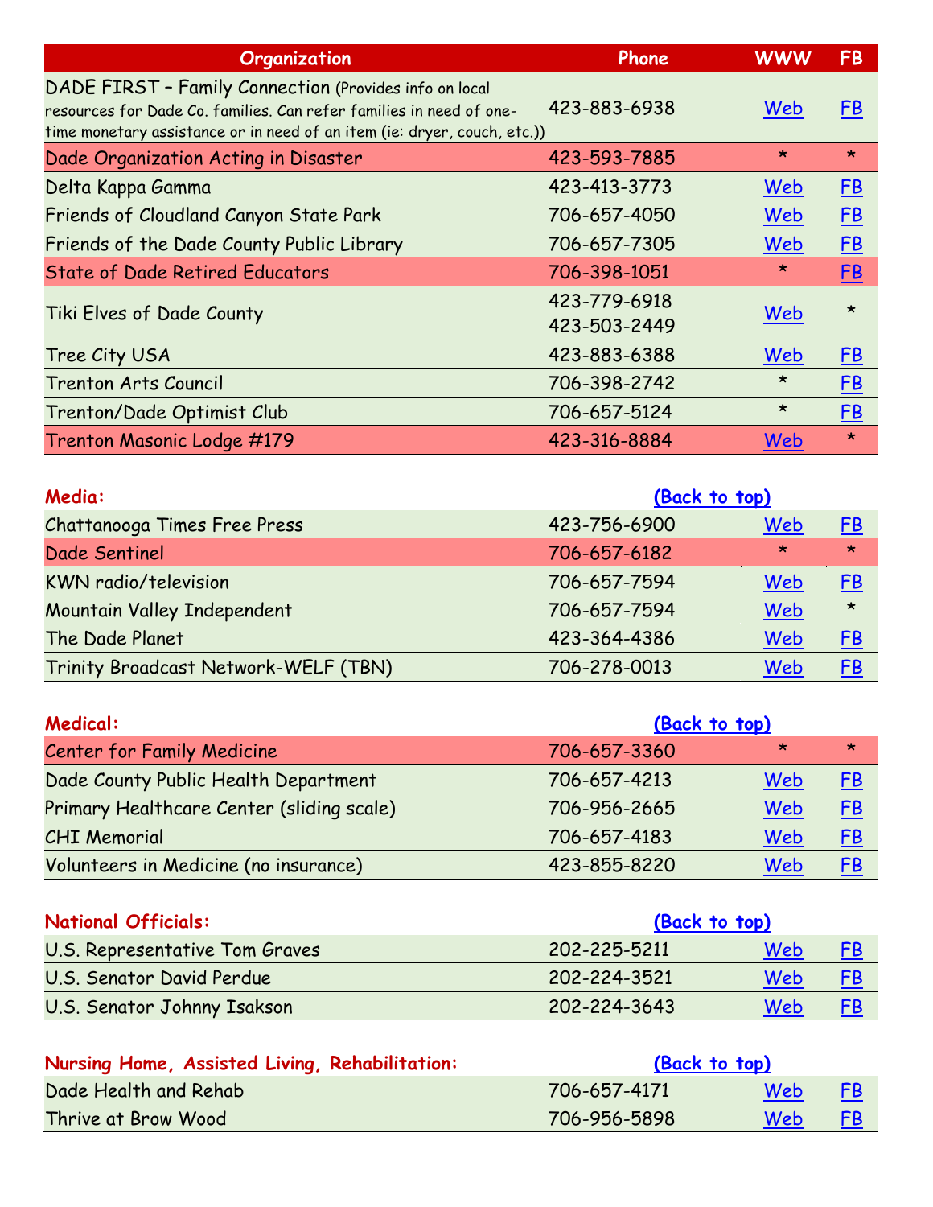| Organization | Phone | WWW | FB |
|---|---|---|---|
| DADE FIRST – Family Connection (Provides info on local resources for Dade Co. families. Can refer families in need of one-time monetary assistance or in need of an item (ie: dryer, couch, etc.)) | 423-883-6938 | Web | FB |
| Dade Organization Acting in Disaster | 423-593-7885 | * | * |
| Delta Kappa Gamma | 423-413-3773 | Web | FB |
| Friends of Cloudland Canyon State Park | 706-657-4050 | Web | FB |
| Friends of the Dade County Public Library | 706-657-7305 | Web | FB |
| State of Dade Retired Educators | 706-398-1051 | * | FB |
| Tiki Elves of Dade County | 423-779-6918<br>423-503-2449 | Web | * |
| Tree City USA | 423-883-6388 | Web | FB |
| Trenton Arts Council | 706-398-2742 | * | FB |
| Trenton/Dade Optimist Club | 706-657-5124 | * | FB |
| Trenton Masonic Lodge #179 | 423-316-8884 | Web | * |

| Media: | (Back to top) | | |
|---|---|---|---|
| Chattanooga Times Free Press | 423-756-6900 | Web | FB |
| Dade Sentinel | 706-657-6182 | * | * |
| KWN radio/television | 706-657-7594 | Web | FB |
| Mountain Valley Independent | 706-657-7594 | Web | * |
| The Dade Planet | 423-364-4386 | Web | FB |
| Trinity Broadcast Network-WELF (TBN) | 706-278-0013 | Web | FB |

| Medical: | (Back to top) | | |
|---|---|---|---|
| Center for Family Medicine | 706-657-3360 | * | * |
| Dade County Public Health Department | 706-657-4213 | Web | FB |
| Primary Healthcare Center (sliding scale) | 706-956-2665 | Web | FB |
| CHI Memorial | 706-657-4183 | Web | FB |
| Volunteers in Medicine (no insurance) | 423-855-8220 | Web | FB |

| National Officials: | (Back to top) | | |
|---|---|---|---|
| U.S. Representative Tom Graves | 202-225-5211 | Web | FB |
| U.S. Senator David Perdue | 202-224-3521 | Web | FB |
| U.S. Senator Johnny Isakson | 202-224-3643 | Web | FB |

| Nursing Home, Assisted Living, Rehabilitation: | (Back to top) | | |
|---|---|---|---|
| Dade Health and Rehab | 706-657-4171 | Web | FB |
| Thrive at Brow Wood | 706-956-5898 | Web | FB |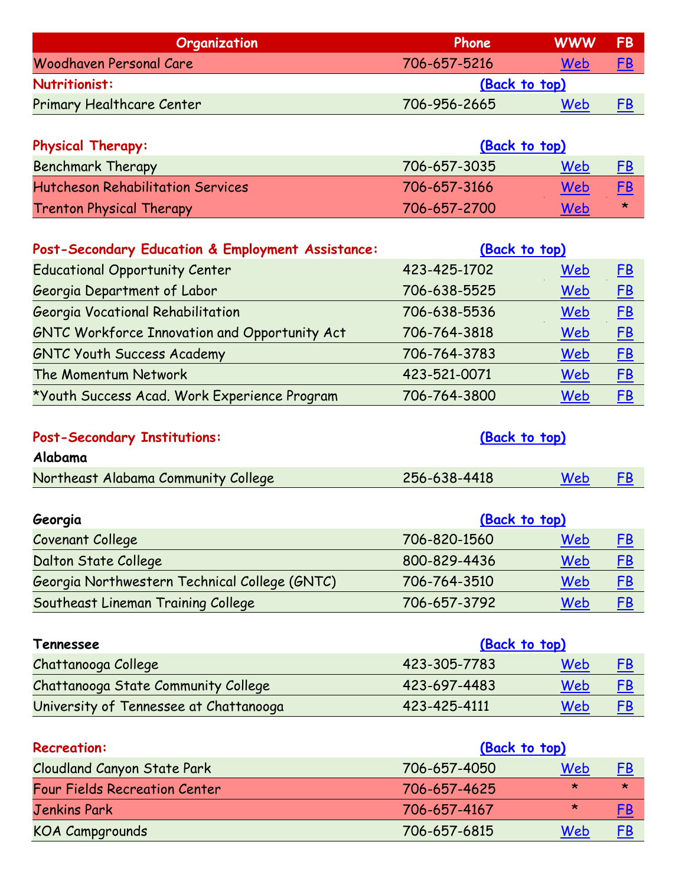| Organization | Phone | WWW | FB |
|---|---|---|---|
| Woodhaven Personal Care | 706-657-5216 | Web | FB |
| **Nutritionist:** | (Back to top) | | |
| Primary Healthcare Center | 706-956-2665 | Web | FB |
| | | | |
| **Physical Therapy:** | (Back to top) | | |
| Benchmark Therapy | 706-657-3035 | Web | FB |
| Hutcheson Rehabilitation Services | 706-657-3166 | Web | FB |
| Trenton Physical Therapy | 706-657-2700 | Web | * |
| | | | |
| **Post-Secondary Education & Employment Assistance:** | (Back to top) | | |
| Educational Opportunity Center | 423-425-1702 | Web | FB |
| Georgia Department of Labor | 706-638-5525 | Web | FB |
| Georgia Vocational Rehabilitation | 706-638-5536 | Web | FB |
| GNTC Workforce Innovation and Opportunity Act | 706-764-3818 | Web | FB |
| GNTC Youth Success Academy | 706-764-3783 | Web | FB |
| The Momentum Network | 423-521-0071 | Web | FB |
| *Youth Success Acad. Work Experience Program | 706-764-3800 | Web | FB |
| | | | |
| **Post-Secondary Institutions:** | (Back to top) | | |
| **Alabama** | | | |
| Northeast Alabama Community College | 256-638-4418 | Web | FB |
| | | | |
| **Georgia** | (Back to top) | | |
| Covenant College | 706-820-1560 | Web | FB |
| Dalton State College | 800-829-4436 | Web | FB |
| Georgia Northwestern Technical College (GNTC) | 706-764-3510 | Web | FB |
| Southeast Lineman Training College | 706-657-3792 | Web | FB |
| | | | |
| **Tennessee** | (Back to top) | | |
| Chattanooga College | 423-305-7783 | Web | FB |
| Chattanooga State Community College | 423-697-4483 | Web | FB |
| University of Tennessee at Chattanooga | 423-425-4111 | Web | FB |
| | | | |
| **Recreation:** | (Back to top) | | |
| Cloudland Canyon State Park | 706-657-4050 | Web | FB |
| Four Fields Recreation Center | 706-657-4625 | * | * |
| Jenkins Park | 706-657-4167 | * | FB |
| KOA Campgrounds | 706-657-6815 | Web | FB |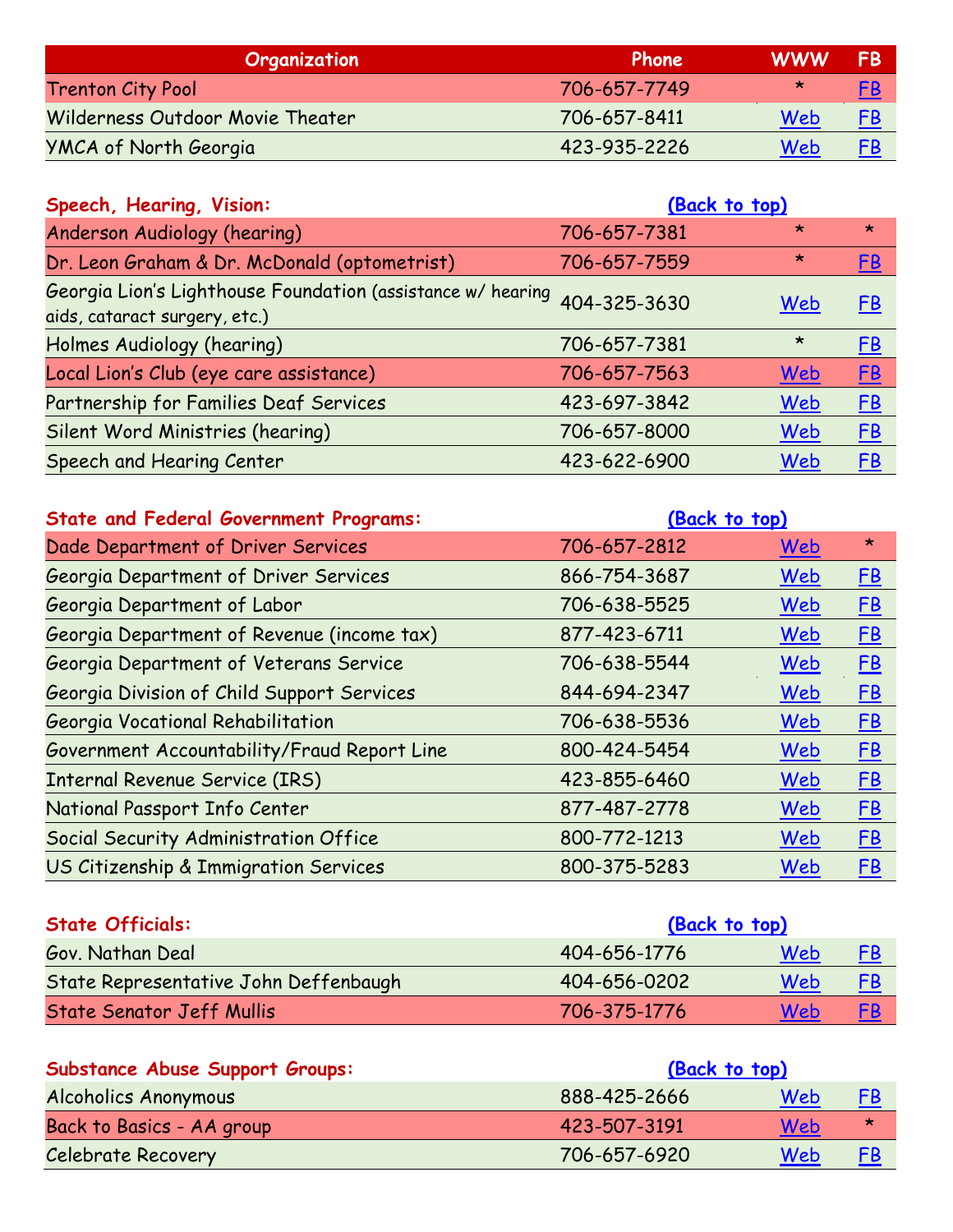| Organization | Phone | WWW | FB |
|---|---|---|---|
| Trenton City Pool | 706-657-7749 | * | FB |
| Wilderness Outdoor Movie Theater | 706-657-8411 | Web | FB |
| YMCA of North Georgia | 423-935-2226 | Web | FB |

**Speech, Hearing, Vision:** **(Back to top)**

| Organization | Phone | WWW | FB |
|---|---|---|---|
| Anderson Audiology (hearing) | 706-657-7381 | * | * |
| Dr. Leon Graham & Dr. McDonald (optometrist) | 706-657-7559 | * | FB |
| Georgia Lion's Lighthouse Foundation (assistance w/ hearing aids, cataract surgery, etc.) | 404-325-3630 | Web | FB |
| Holmes Audiology (hearing) | 706-657-7381 | * | FB |
| Local Lion's Club (eye care assistance) | 706-657-7563 | Web | FB |
| Partnership for Families Deaf Services | 423-697-3842 | Web | FB |
| Silent Word Ministries (hearing) | 706-657-8000 | Web | FB |
| Speech and Hearing Center | 423-622-6900 | Web | FB |

**State and Federal Government Programs:** **(Back to top)**

| Organization | Phone | WWW | FB |
|---|---|---|---|
| Dade Department of Driver Services | 706-657-2812 | Web | * |
| Georgia Department of Driver Services | 866-754-3687 | Web | FB |
| Georgia Department of Labor | 706-638-5525 | Web | FB |
| Georgia Department of Revenue (income tax) | 877-423-6711 | Web | FB |
| Georgia Department of Veterans Service | 706-638-5544 | Web | FB |
| Georgia Division of Child Support Services | 844-694-2347 | Web | FB |
| Georgia Vocational Rehabilitation | 706-638-5536 | Web | FB |
| Government Accountability/Fraud Report Line | 800-424-5454 | Web | FB |
| Internal Revenue Service (IRS) | 423-855-6460 | Web | FB |
| National Passport Info Center | 877-487-2778 | Web | FB |
| Social Security Administration Office | 800-772-1213 | Web | FB |
| US Citizenship & Immigration Services | 800-375-5283 | Web | FB |

**State Officials:** **(Back to top)**

| Organization | Phone | WWW | FB |
|---|---|---|---|
| Gov. Nathan Deal | 404-656-1776 | Web | FB |
| State Representative John Deffenbaugh | 404-656-0202 | Web | FB |
| State Senator Jeff Mullis | 706-375-1776 | Web | FB |

**Substance Abuse Support Groups:** **(Back to top)**

| Organization | Phone | WWW | FB |
|---|---|---|---|
| Alcoholics Anonymous | 888-425-2666 | Web | FB |
| Back to Basics - AA group | 423-507-3191 | Web | * |
| Celebrate Recovery | 706-657-6920 | Web | FB |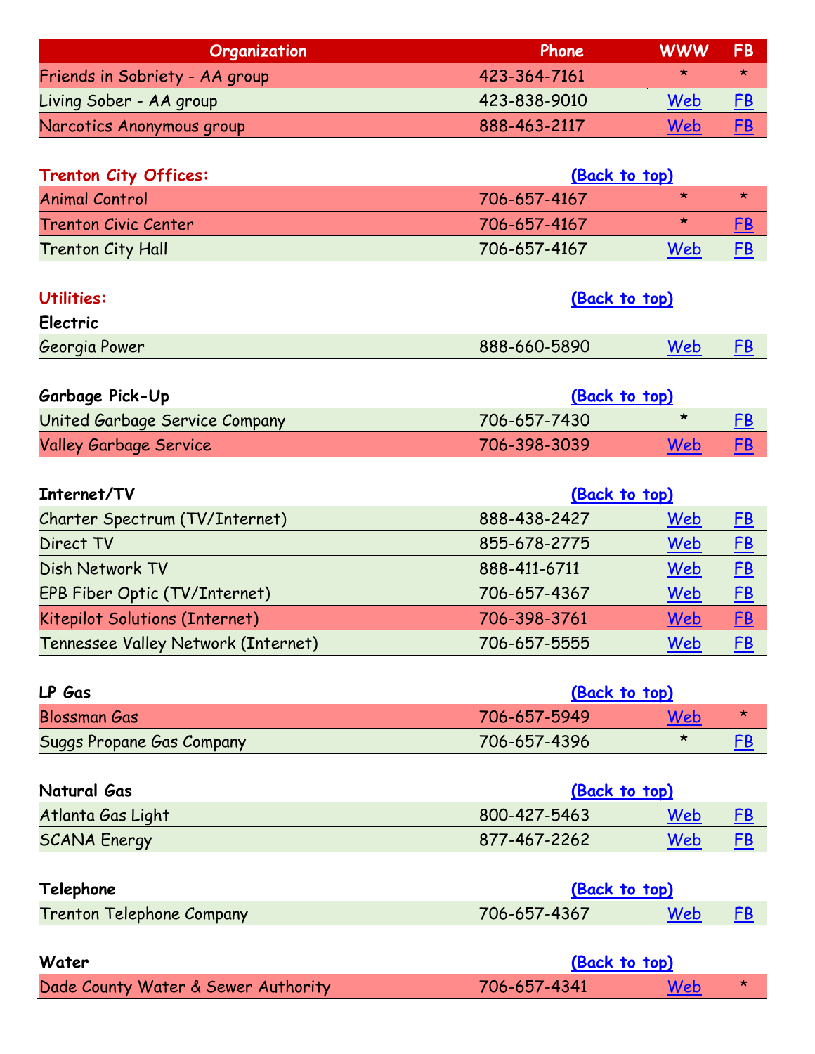| Organization | Phone | WWW | FB |
|---|---|---|---|
| Friends in Sobriety - AA group | 423-364-7161 | * | * |
| Living Sober - AA group | 423-838-9010 | Web | FB |
| Narcotics Anonymous group | 888-463-2117 | Web | FB |

## Trenton City Offices:

(Back to top)

| Organization | Phone | WWW | FB |
|---|---|---|---|
| Animal Control | 706-657-4167 | * | * |
| Trenton Civic Center | 706-657-4167 | * | FB |
| Trenton City Hall | 706-657-4167 | Web | FB |

## Utilities:

(Back to top)

### Electric

| Organization | Phone | WWW | FB |
|---|---|---|---|
| Georgia Power | 888-660-5890 | Web | FB |

### Garbage Pick-Up

(Back to top)

| Organization | Phone | WWW | FB |
|---|---|---|---|
| United Garbage Service Company | 706-657-7430 | * | FB |
| Valley Garbage Service | 706-398-3039 | Web | FB |

### Internet/TV

(Back to top)

| Organization | Phone | WWW | FB |
|---|---|---|---|
| Charter Spectrum (TV/Internet) | 888-438-2427 | Web | FB |
| Direct TV | 855-678-2775 | Web | FB |
| Dish Network TV | 888-411-6711 | Web | FB |
| EPB Fiber Optic (TV/Internet) | 706-657-4367 | Web | FB |
| Kitepilot Solutions (Internet) | 706-398-3761 | Web | FB |
| Tennessee Valley Network (Internet) | 706-657-5555 | Web | FB |

### LP Gas

(Back to top)

| Organization | Phone | WWW | FB |
|---|---|---|---|
| Blossman Gas | 706-657-5949 | Web | * |
| Suggs Propane Gas Company | 706-657-4396 | * | FB |

### Natural Gas

(Back to top)

| Organization | Phone | WWW | FB |
|---|---|---|---|
| Atlanta Gas Light | 800-427-5463 | Web | FB |
| SCANA Energy | 877-467-2262 | Web | FB |

### Telephone

(Back to top)

| Organization | Phone | WWW | FB |
|---|---|---|---|
| Trenton Telephone Company | 706-657-4367 | Web | FB |

### Water

(Back to top)

| Organization | Phone | WWW | FB |
|---|---|---|---|
| Dade County Water & Sewer Authority | 706-657-4341 | Web | * |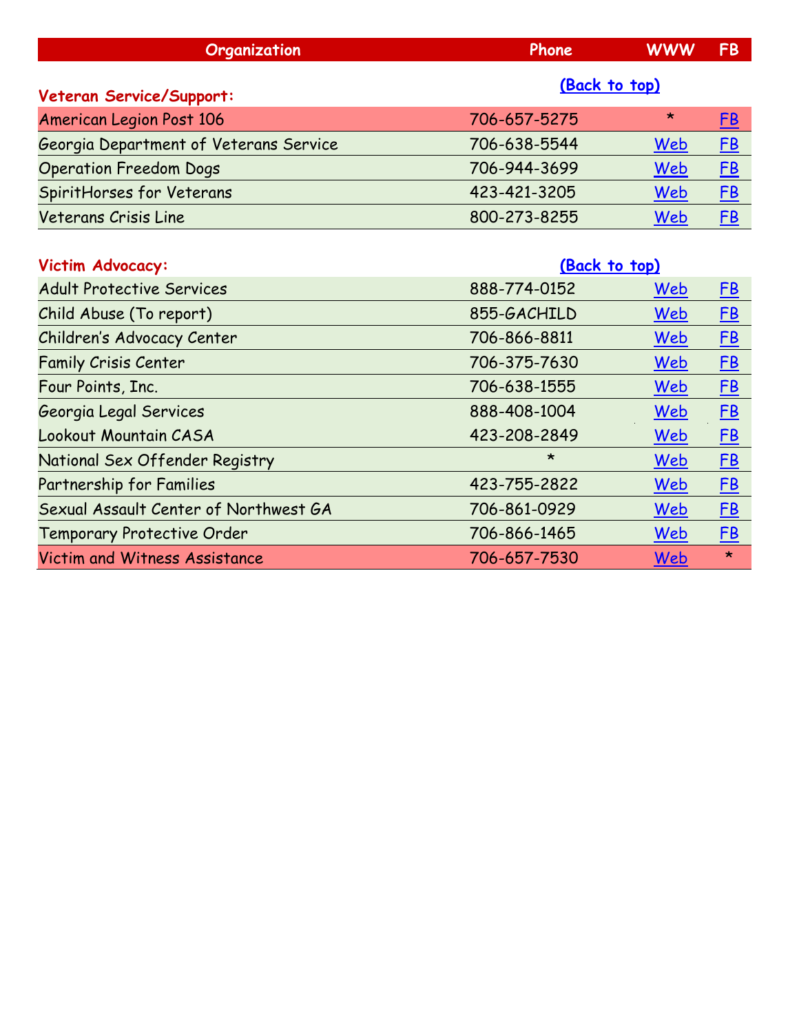| Organization | Phone | WWW | FB |
|---|---|---|---|
| **Veteran Service/Support:** | (Back to top) | | |
| American Legion Post 106 | 706-657-5275 | * | FB |
| Georgia Department of Veterans Service | 706-638-5544 | Web | FB |
| Operation Freedom Dogs | 706-944-3699 | Web | FB |
| SpiritHorses for Veterans | 423-421-3205 | Web | FB |
| Veterans Crisis Line | 800-273-8255 | Web | FB |
| | | | |
| **Victim Advocacy:** | (Back to top) | | |
| Adult Protective Services | 888-774-0152 | Web | FB |
| Child Abuse (To report) | 855-GACHILD | Web | FB |
| Children's Advocacy Center | 706-866-8811 | Web | FB |
| Family Crisis Center | 706-375-7630 | Web | FB |
| Four Points, Inc. | 706-638-1555 | Web | FB |
| Georgia Legal Services | 888-408-1004 | Web | FB |
| Lookout Mountain CASA | 423-208-2849 | Web | FB |
| National Sex Offender Registry | * | Web | FB |
| Partnership for Families | 423-755-2822 | Web | FB |
| Sexual Assault Center of Northwest GA | 706-861-0929 | Web | FB |
| Temporary Protective Order | 706-866-1465 | Web | FB |
| Victim and Witness Assistance | 706-657-7530 | Web | * |